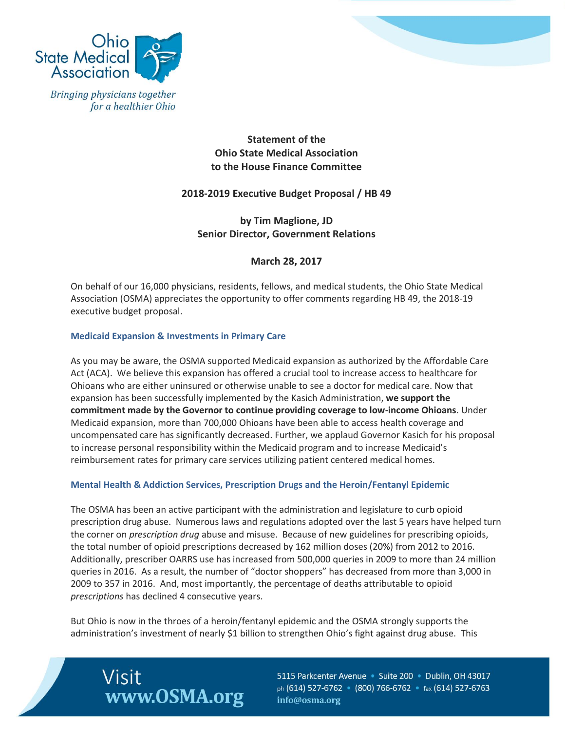Ohio State Medical Association

*Bringing physicians together for a healthier Ohio*

**Statement of the**
**Ohio State Medical Association**
**to the House Finance Committee**

**2018-2019 Executive Budget Proposal / HB 49**

**by Tim Maglione, JD**
**Senior Director, Government Relations**

**March 28, 2017**

On behalf of our 16,000 physicians, residents, fellows, and medical students, the Ohio State Medical Association (OSMA) appreciates the opportunity to offer comments regarding HB 49, the 2018-19 executive budget proposal.

### Medicaid Expansion & Investments in Primary Care

As you may be aware, the OSMA supported Medicaid expansion as authorized by the Affordable Care Act (ACA). We believe this expansion has offered a crucial tool to increase access to healthcare for Ohioans who are either uninsured or otherwise unable to see a doctor for medical care. Now that expansion has been successfully implemented by the Kasich Administration, **we support the commitment made by the Governor to continue providing coverage to low-income Ohioans**. Under Medicaid expansion, more than 700,000 Ohioans have been able to access health coverage and uncompensated care has significantly decreased. Further, we applaud Governor Kasich for his proposal to increase personal responsibility within the Medicaid program and to increase Medicaid's reimbursement rates for primary care services utilizing patient centered medical homes.

### Mental Health & Addiction Services, Prescription Drugs and the Heroin/Fentanyl Epidemic

The OSMA has been an active participant with the administration and legislature to curb opioid prescription drug abuse. Numerous laws and regulations adopted over the last 5 years have helped turn the corner on *prescription drug* abuse and misuse. Because of new guidelines for prescribing opioids, the total number of opioid prescriptions decreased by 162 million doses (20%) from 2012 to 2016. Additionally, prescriber OARRS use has increased from 500,000 queries in 2009 to more than 24 million queries in 2016. As a result, the number of "doctor shoppers" has decreased from more than 3,000 in 2009 to 357 in 2016. And, most importantly, the percentage of deaths attributable to opioid *prescriptions* has declined 4 consecutive years.

But Ohio is now in the throes of a heroin/fentanyl epidemic and the OSMA strongly supports the administration's investment of nearly $1 billion to strengthen Ohio's fight against drug abuse. This

Visit **www.OSMA.org**

5115 Parkcenter Avenue • Suite 200 • Dublin, OH 43017
ph (614) 527-6762 • (800) 766-6762 • fax (614) 527-6763
**info@osma.org**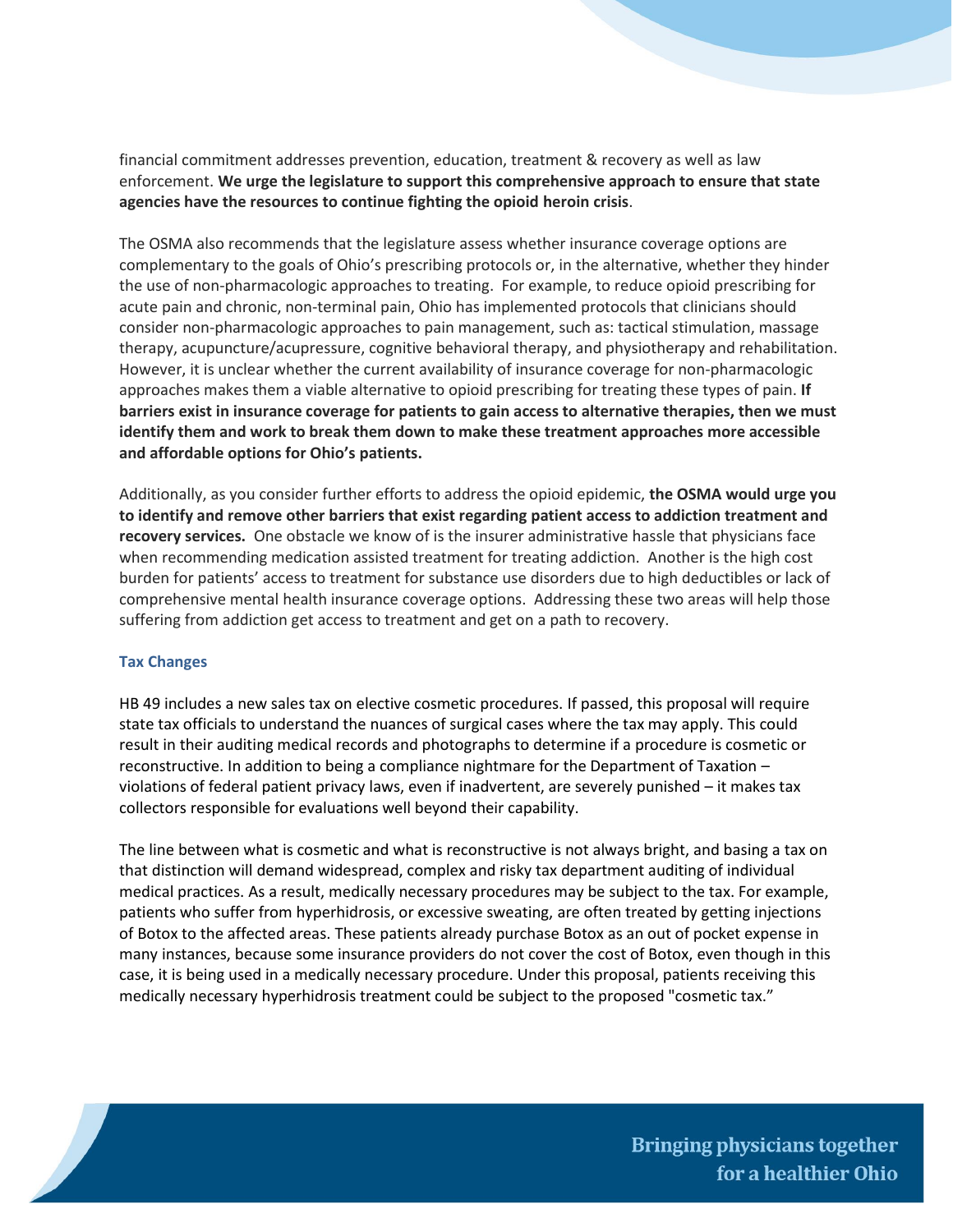financial commitment addresses prevention, education, treatment & recovery as well as law enforcement. **We urge the legislature to support this comprehensive approach to ensure that state agencies have the resources to continue fighting the opioid heroin crisis**.

The OSMA also recommends that the legislature assess whether insurance coverage options are complementary to the goals of Ohio's prescribing protocols or, in the alternative, whether they hinder the use of non-pharmacologic approaches to treating. For example, to reduce opioid prescribing for acute pain and chronic, non-terminal pain, Ohio has implemented protocols that clinicians should consider non-pharmacologic approaches to pain management, such as: tactical stimulation, massage therapy, acupuncture/acupressure, cognitive behavioral therapy, and physiotherapy and rehabilitation. However, it is unclear whether the current availability of insurance coverage for non-pharmacologic approaches makes them a viable alternative to opioid prescribing for treating these types of pain. **If barriers exist in insurance coverage for patients to gain access to alternative therapies, then we must identify them and work to break them down to make these treatment approaches more accessible and affordable options for Ohio's patients.**

Additionally, as you consider further efforts to address the opioid epidemic, **the OSMA would urge you to identify and remove other barriers that exist regarding patient access to addiction treatment and recovery services.** One obstacle we know of is the insurer administrative hassle that physicians face when recommending medication assisted treatment for treating addiction. Another is the high cost burden for patients' access to treatment for substance use disorders due to high deductibles or lack of comprehensive mental health insurance coverage options. Addressing these two areas will help those suffering from addiction get access to treatment and get on a path to recovery.

### Tax Changes

HB 49 includes a new sales tax on elective cosmetic procedures. If passed, this proposal will require state tax officials to understand the nuances of surgical cases where the tax may apply. This could result in their auditing medical records and photographs to determine if a procedure is cosmetic or reconstructive. In addition to being a compliance nightmare for the Department of Taxation – violations of federal patient privacy laws, even if inadvertent, are severely punished – it makes tax collectors responsible for evaluations well beyond their capability.

The line between what is cosmetic and what is reconstructive is not always bright, and basing a tax on that distinction will demand widespread, complex and risky tax department auditing of individual medical practices. As a result, medically necessary procedures may be subject to the tax. For example, patients who suffer from hyperhidrosis, or excessive sweating, are often treated by getting injections of Botox to the affected areas. These patients already purchase Botox as an out of pocket expense in many instances, because some insurance providers do not cover the cost of Botox, even though in this case, it is being used in a medically necessary procedure. Under this proposal, patients receiving this medically necessary hyperhidrosis treatment could be subject to the proposed "cosmetic tax."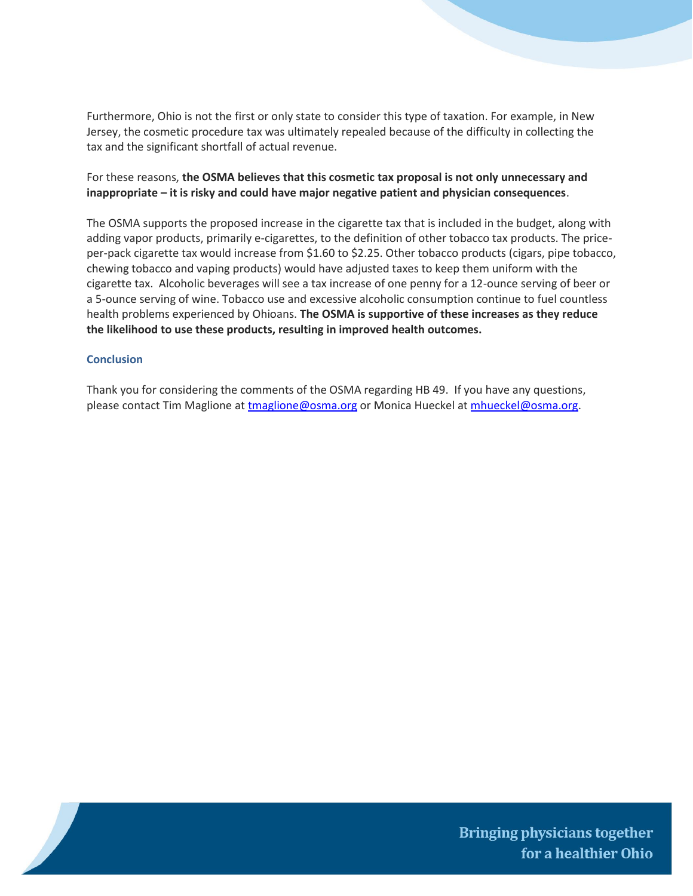Furthermore, Ohio is not the first or only state to consider this type of taxation. For example, in New Jersey, the cosmetic procedure tax was ultimately repealed because of the difficulty in collecting the tax and the significant shortfall of actual revenue.

For these reasons, **the OSMA believes that this cosmetic tax proposal is not only unnecessary and inappropriate – it is risky and could have major negative patient and physician consequences**.

The OSMA supports the proposed increase in the cigarette tax that is included in the budget, along with adding vapor products, primarily e-cigarettes, to the definition of other tobacco tax products. The price-per-pack cigarette tax would increase from $1.60 to $2.25. Other tobacco products (cigars, pipe tobacco, chewing tobacco and vaping products) would have adjusted taxes to keep them uniform with the cigarette tax. Alcoholic beverages will see a tax increase of one penny for a 12-ounce serving of beer or a 5-ounce serving of wine. Tobacco use and excessive alcoholic consumption continue to fuel countless health problems experienced by Ohioans. **The OSMA is supportive of these increases as they reduce the likelihood to use these products, resulting in improved health outcomes.**

## Conclusion

Thank you for considering the comments of the OSMA regarding HB 49. If you have any questions, please contact Tim Maglione at tmaglione@osma.org or Monica Hueckel at mhueckel@osma.org.

Bringing physicians together for a healthier Ohio